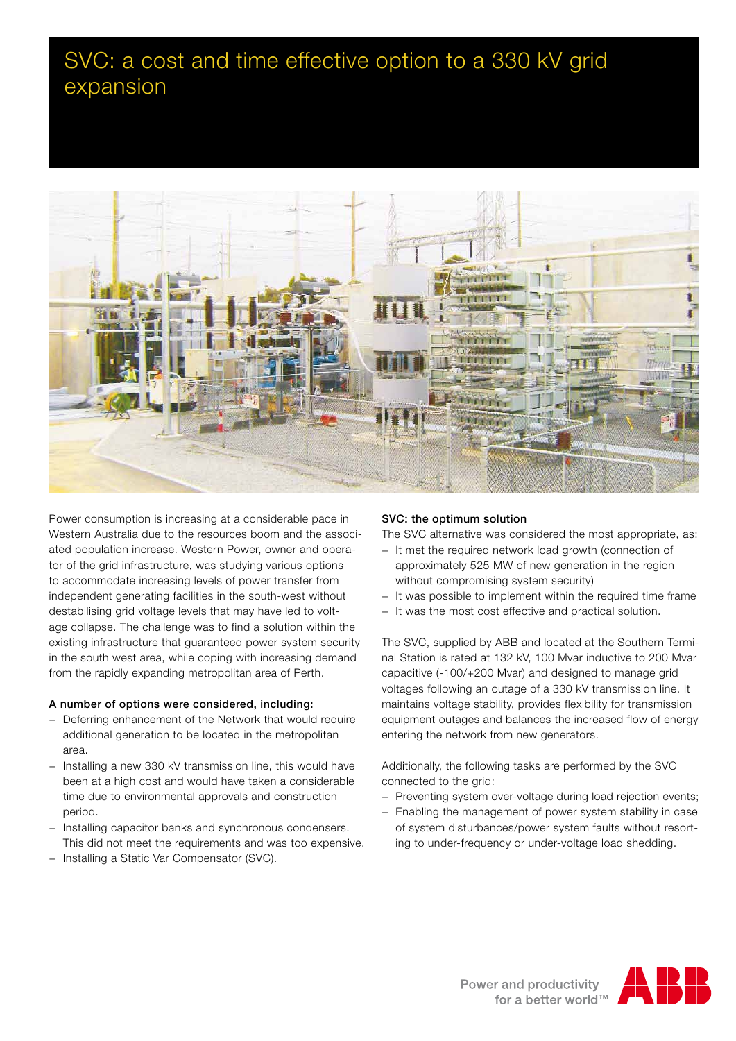# SVC: a cost and time effective option to a 330 kV grid expansion

Power consumption is increasing at a considerable pace in Western Australia due to the resources boom and the associated population increase. Western Power, owner and operator of the grid infrastructure, was studying various options to accommodate increasing levels of power transfer from independent generating facilities in the south-west without destabilising grid voltage levels that may have led to voltage collapse. The challenge was to find a solution within the existing infrastructure that guaranteed power system security in the south west area, while coping with increasing demand from the rapidly expanding metropolitan area of Perth.

**A number of options were considered, including:**

- Deferring enhancement of the Network that would require additional generation to be located in the metropolitan area.
- Installing a new 330 kV transmission line, this would have been at a high cost and would have taken a considerable time due to environmental approvals and construction period.
- Installing capacitor banks and synchronous condensers. This did not meet the requirements and was too expensive.
- Installing a Static Var Compensator (SVC).

**SVC: the optimum solution**

The SVC alternative was considered the most appropriate, as:

- It met the required network load growth (connection of approximately 525 MW of new generation in the region without compromising system security)
- It was possible to implement within the required time frame
- It was the most cost effective and practical solution.

The SVC, supplied by ABB and located at the Southern Terminal Station is rated at 132 kV, 100 Mvar inductive to 200 Mvar capacitive (-100/+200 Mvar) and designed to manage grid voltages following an outage of a 330 kV transmission line. It maintains voltage stability, provides flexibility for transmission equipment outages and balances the increased flow of energy entering the network from new generators.

Additionally, the following tasks are performed by the SVC connected to the grid:

- Preventing system over-voltage during load rejection events;
- Enabling the management of power system stability in case of system disturbances/power system faults without resorting to under-frequency or under-voltage load shedding.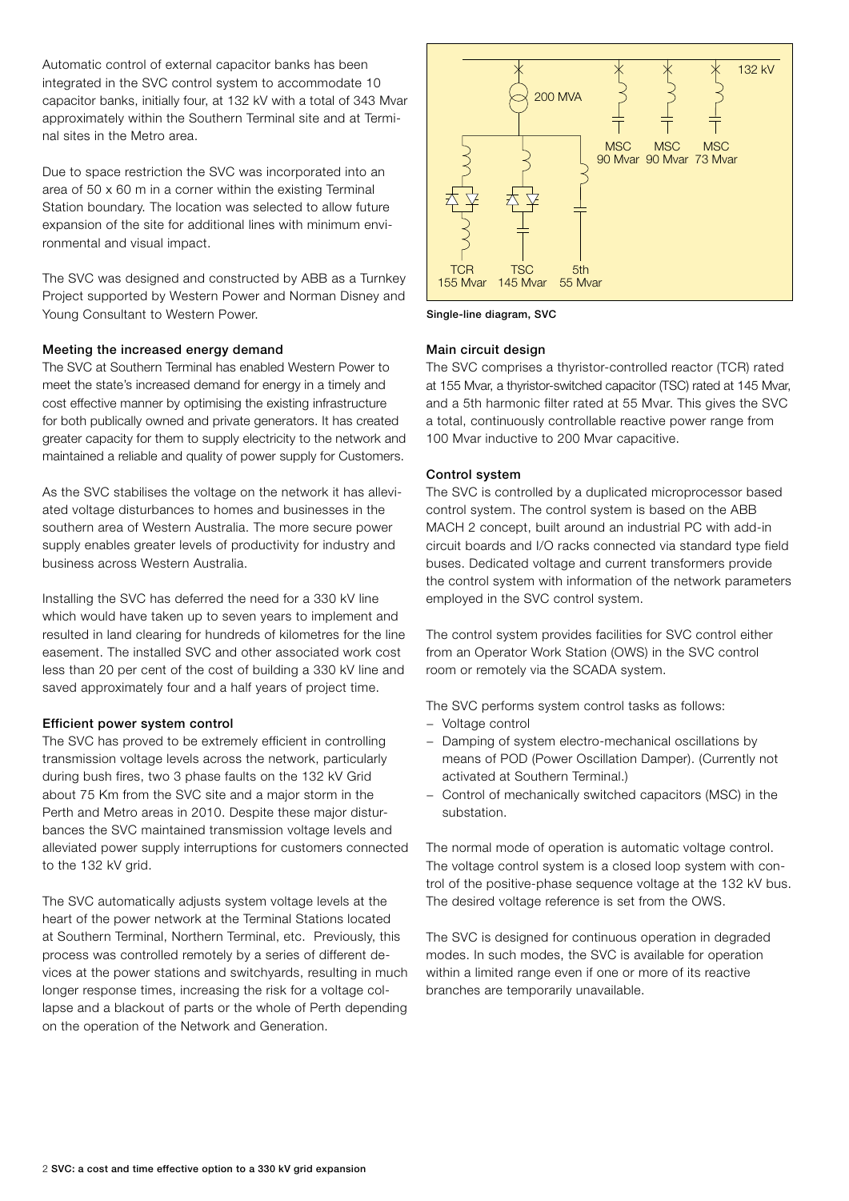Automatic control of external capacitor banks has been integrated in the SVC control system to accommodate 10 capacitor banks, initially four, at 132 kV with a total of 343 Mvar approximately within the Southern Terminal site and at Terminal sites in the Metro area.

Due to space restriction the SVC was incorporated into an area of 50 x 60 m in a corner within the existing Terminal Station boundary. The location was selected to allow future expansion of the site for additional lines with minimum environmental and visual impact.

The SVC was designed and constructed by ABB as a Turnkey Project supported by Western Power and Norman Disney and Young Consultant to Western Power.

### Meeting the increased energy demand

The SVC at Southern Terminal has enabled Western Power to meet the state's increased demand for energy in a timely and cost effective manner by optimising the existing infrastructure for both publically owned and private generators. It has created greater capacity for them to supply electricity to the network and maintained a reliable and quality of power supply for Customers.

As the SVC stabilises the voltage on the network it has alleviated voltage disturbances to homes and businesses in the southern area of Western Australia. The more secure power supply enables greater levels of productivity for industry and business across Western Australia.

Installing the SVC has deferred the need for a 330 kV line which would have taken up to seven years to implement and resulted in land clearing for hundreds of kilometres for the line easement. The installed SVC and other associated work cost less than 20 per cent of the cost of building a 330 kV line and saved approximately four and a half years of project time.

### Efficient power system control

The SVC has proved to be extremely efficient in controlling transmission voltage levels across the network, particularly during bush fires, two 3 phase faults on the 132 kV Grid about 75 Km from the SVC site and a major storm in the Perth and Metro areas in 2010. Despite these major disturbances the SVC maintained transmission voltage levels and alleviated power supply interruptions for customers connected to the 132 kV grid.

The SVC automatically adjusts system voltage levels at the heart of the power network at the Terminal Stations located at Southern Terminal, Northern Terminal, etc. Previously, this process was controlled remotely by a series of different devices at the power stations and switchyards, resulting in much longer response times, increasing the risk for a voltage collapse and a blackout of parts or the whole of Perth depending on the operation of the Network and Generation.

132 kV, 200 MVA, MSC 90 Mvar, MSC 90 Mvar, MSC 73 Mvar, TCR 155 Mvar, TSC 145 Mvar, 5th 55 Mvar

Single-line diagram, SVC

### Main circuit design

The SVC comprises a thyristor-controlled reactor (TCR) rated at 155 Mvar, a thyristor-switched capacitor (TSC) rated at 145 Mvar, and a 5th harmonic filter rated at 55 Mvar. This gives the SVC a total, continuously controllable reactive power range from 100 Mvar inductive to 200 Mvar capacitive.

### Control system

The SVC is controlled by a duplicated microprocessor based control system. The control system is based on the ABB MACH 2 concept, built around an industrial PC with add-in circuit boards and I/O racks connected via standard type field buses. Dedicated voltage and current transformers provide the control system with information of the network parameters employed in the SVC control system.

The control system provides facilities for SVC control either from an Operator Work Station (OWS) in the SVC control room or remotely via the SCADA system.

The SVC performs system control tasks as follows:

- Voltage control
- Damping of system electro-mechanical oscillations by means of POD (Power Oscillation Damper). (Currently not activated at Southern Terminal.)
- Control of mechanically switched capacitors (MSC) in the substation.

The normal mode of operation is automatic voltage control. The voltage control system is a closed loop system with control of the positive-phase sequence voltage at the 132 kV bus. The desired voltage reference is set from the OWS.

The SVC is designed for continuous operation in degraded modes. In such modes, the SVC is available for operation within a limited range even if one or more of its reactive branches are temporarily unavailable.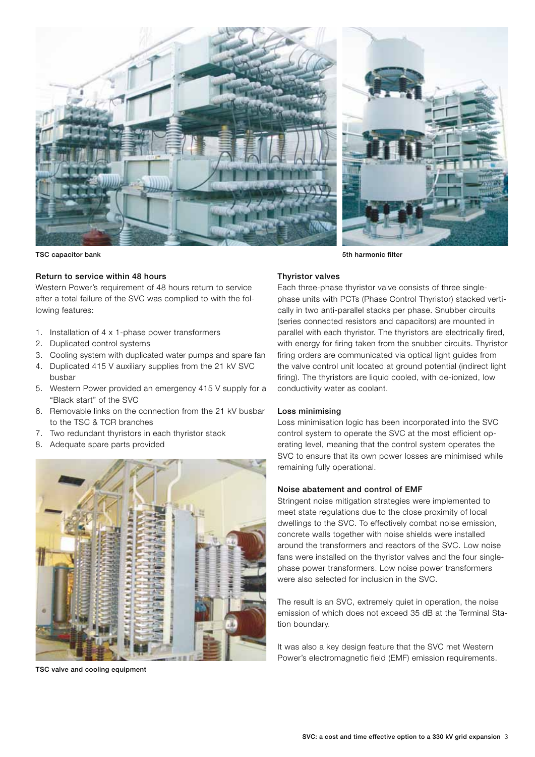TSC capacitor bank

5th harmonic filter

### Return to service within 48 hours

Western Power's requirement of 48 hours return to service after a total failure of the SVC was complied to with the following features:

1. Installation of 4 x 1-phase power transformers
2. Duplicated control systems
3. Cooling system with duplicated water pumps and spare fan
4. Duplicated 415 V auxiliary supplies from the 21 kV SVC busbar
5. Western Power provided an emergency 415 V supply for a "Black start" of the SVC
6. Removable links on the connection from the 21 kV busbar to the TSC & TCR branches
7. Two redundant thyristors in each thyristor stack
8. Adequate spare parts provided

TSC valve and cooling equipment

### Thyristor valves

Each three-phase thyristor valve consists of three single-phase units with PCTs (Phase Control Thyristor) stacked vertically in two anti-parallel stacks per phase. Snubber circuits (series connected resistors and capacitors) are mounted in parallel with each thyristor. The thyristors are electrically fired, with energy for firing taken from the snubber circuits. Thyristor firing orders are communicated via optical light guides from the valve control unit located at ground potential (indirect light firing). The thyristors are liquid cooled, with de-ionized, low conductivity water as coolant.

### Loss minimising

Loss minimisation logic has been incorporated into the SVC control system to operate the SVC at the most efficient operating level, meaning that the control system operates the SVC to ensure that its own power losses are minimised while remaining fully operational.

### Noise abatement and control of EMF

Stringent noise mitigation strategies were implemented to meet state regulations due to the close proximity of local dwellings to the SVC. To effectively combat noise emission, concrete walls together with noise shields were installed around the transformers and reactors of the SVC. Low noise fans were installed on the thyristor valves and the four single-phase power transformers. Low noise power transformers were also selected for inclusion in the SVC.

The result is an SVC, extremely quiet in operation, the noise emission of which does not exceed 35 dB at the Terminal Station boundary.

It was also a key design feature that the SVC met Western Power's electromagnetic field (EMF) emission requirements.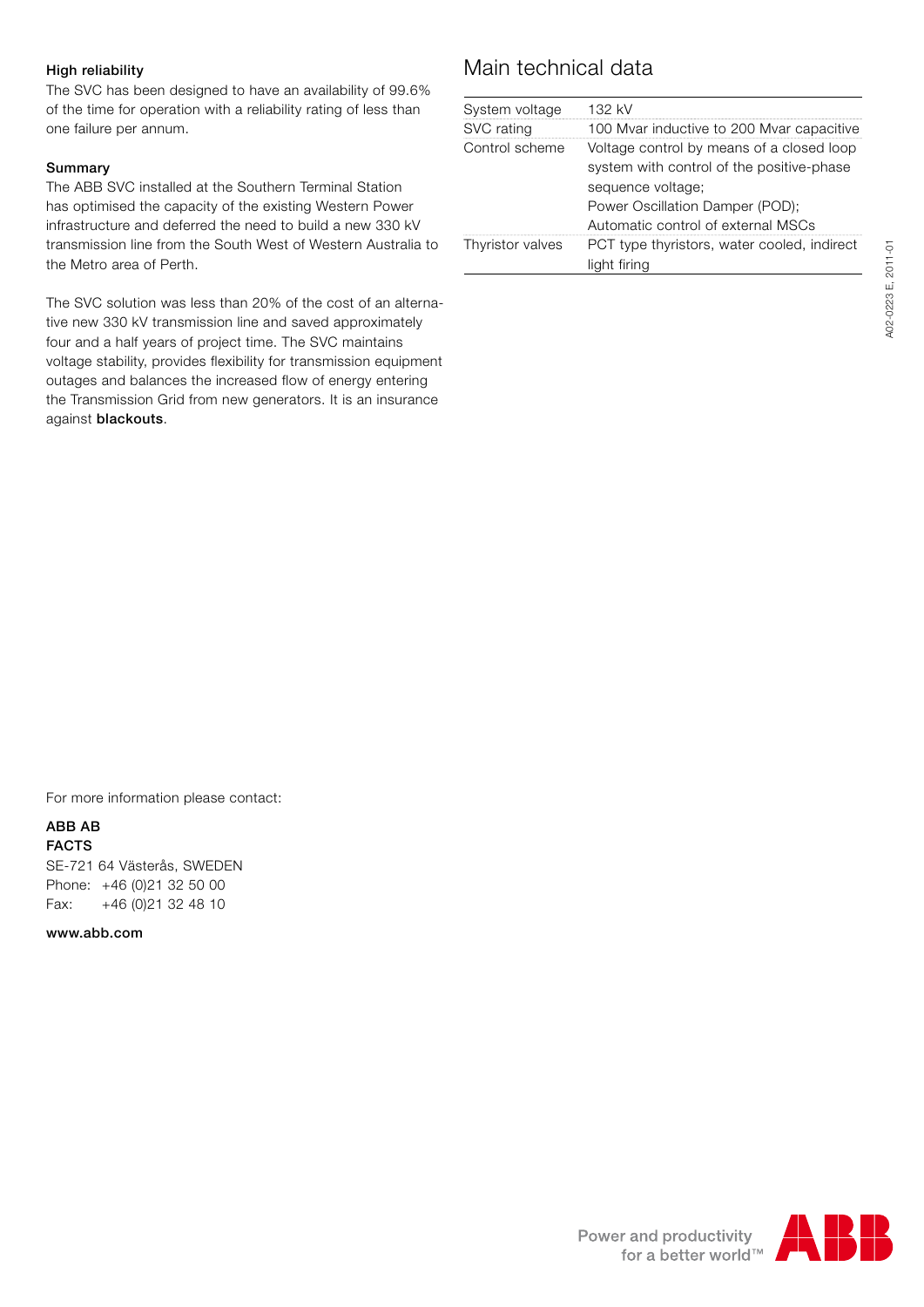**High reliability**

The SVC has been designed to have an availability of 99.6% of the time for operation with a reliability rating of less than one failure per annum.

**Summary**

The ABB SVC installed at the Southern Terminal Station has optimised the capacity of the existing Western Power infrastructure and deferred the need to build a new 330 kV transmission line from the South West of Western Australia to the Metro area of Perth.

The SVC solution was less than 20% of the cost of an alternative new 330 kV transmission line and saved approximately four and a half years of project time. The SVC maintains voltage stability, provides flexibility for transmission equipment outages and balances the increased flow of energy entering the Transmission Grid from new generators. It is an insurance against **blackouts**.

## Main technical data

| | |
|---|---|
| System voltage | 132 kV |
| SVC rating | 100 Mvar inductive to 200 Mvar capacitive |
| Control scheme | Voltage control by means of a closed loop system with control of the positive-phase sequence voltage; Power Oscillation Damper (POD); Automatic control of external MSCs |
| Thyristor valves | PCT type thyristors, water cooled, indirect light firing |

For more information please contact:

**ABB AB**
**FACTS**
SE-721 64 Västerås, SWEDEN
Phone: +46 (0)21 32 50 00
Fax: +46 (0)21 32 48 10

**www.abb.com**

A02-0223 E, 2011-01

Power and productivity for a better world™